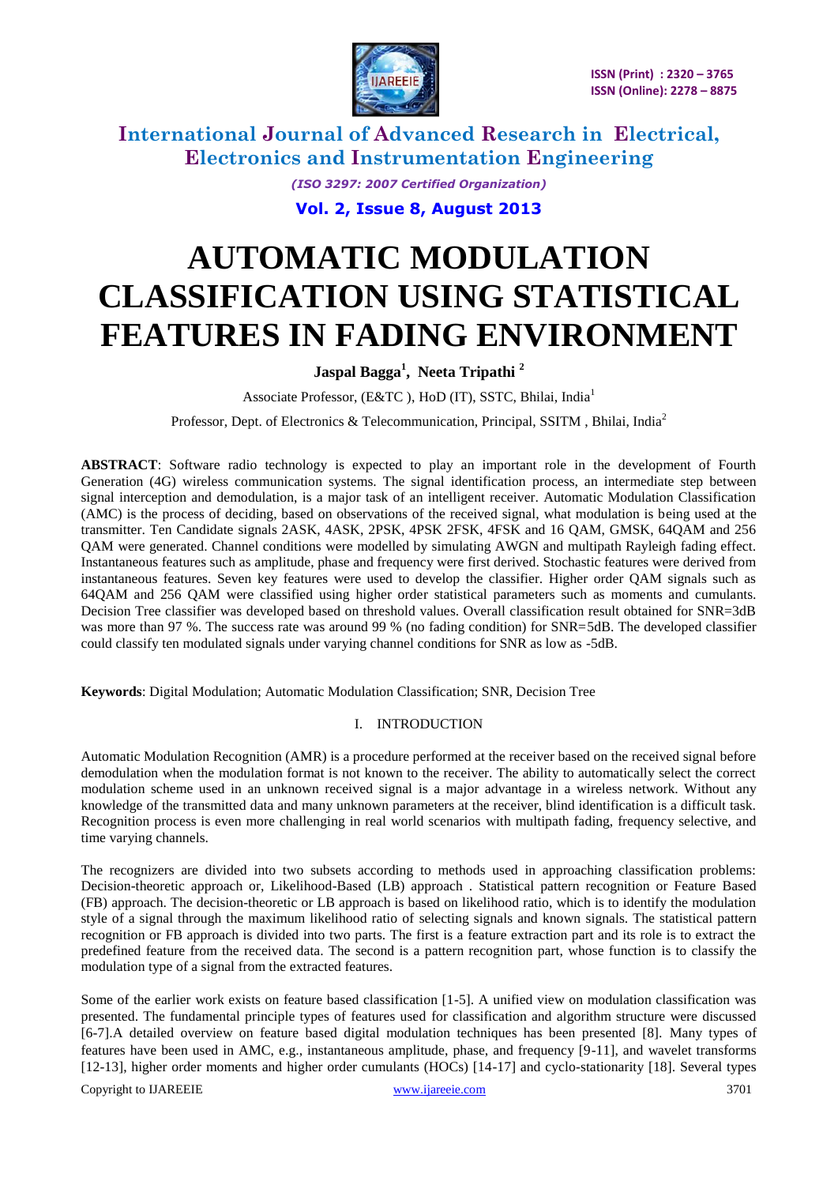# AUTOMATIC MODULATION CLASSIFICATION USING STATISTICAL FEATURES IN FADING ENVIRONMENT

**Jaspal Bagga[1], Neeta Tripathi [2]**

Associate Professor, (E&TC ), HoD (IT), SSTC, Bhilai, India[1]

Professor, Dept. of Electronics & Telecommunication, Principal, SSITM , Bhilai, India[2]

**ABSTRACT**: Software radio technology is expected to play an important role in the development of Fourth Generation (4G) wireless communication systems. The signal identification process, an intermediate step between signal interception and demodulation, is a major task of an intelligent receiver. Automatic Modulation Classification (AMC) is the process of deciding, based on observations of the received signal, what modulation is being used at the transmitter. Ten Candidate signals 2ASK, 4ASK, 2PSK, 4PSK 2FSK, 4FSK and 16 QAM, GMSK, 64QAM and 256 QAM were generated. Channel conditions were modelled by simulating AWGN and multipath Rayleigh fading effect. Instantaneous features such as amplitude, phase and frequency were first derived. Stochastic features were derived from instantaneous features. Seven key features were used to develop the classifier. Higher order QAM signals such as 64QAM and 256 QAM were classified using higher order statistical parameters such as moments and cumulants. Decision Tree classifier was developed based on threshold values. Overall classification result obtained for SNR=3dB was more than 97 %. The success rate was around 99 % (no fading condition) for SNR=5dB. The developed classifier could classify ten modulated signals under varying channel conditions for SNR as low as -5dB.

**Keywords**: Digital Modulation; Automatic Modulation Classification; SNR, Decision Tree

## I. INTRODUCTION

Automatic Modulation Recognition (AMR) is a procedure performed at the receiver based on the received signal before demodulation when the modulation format is not known to the receiver. The ability to automatically select the correct modulation scheme used in an unknown received signal is a major advantage in a wireless network. Without any knowledge of the transmitted data and many unknown parameters at the receiver, blind identification is a difficult task. Recognition process is even more challenging in real world scenarios with multipath fading, frequency selective, and time varying channels.

The recognizers are divided into two subsets according to methods used in approaching classification problems: Decision-theoretic approach or, Likelihood-Based (LB) approach . Statistical pattern recognition or Feature Based (FB) approach. The decision-theoretic or LB approach is based on likelihood ratio, which is to identify the modulation style of a signal through the maximum likelihood ratio of selecting signals and known signals. The statistical pattern recognition or FB approach is divided into two parts. The first is a feature extraction part and its role is to extract the predefined feature from the received data. The second is a pattern recognition part, whose function is to classify the modulation type of a signal from the extracted features.

Some of the earlier work exists on feature based classification [1-5]. A unified view on modulation classification was presented. The fundamental principle types of features used for classification and algorithm structure were discussed [6-7].A detailed overview on feature based digital modulation techniques has been presented [8]. Many types of features have been used in AMC, e.g., instantaneous amplitude, phase, and frequency [9-11], and wavelet transforms [12-13], higher order moments and higher order cumulants (HOCs) [14-17] and cyclo-stationarity [18]. Several types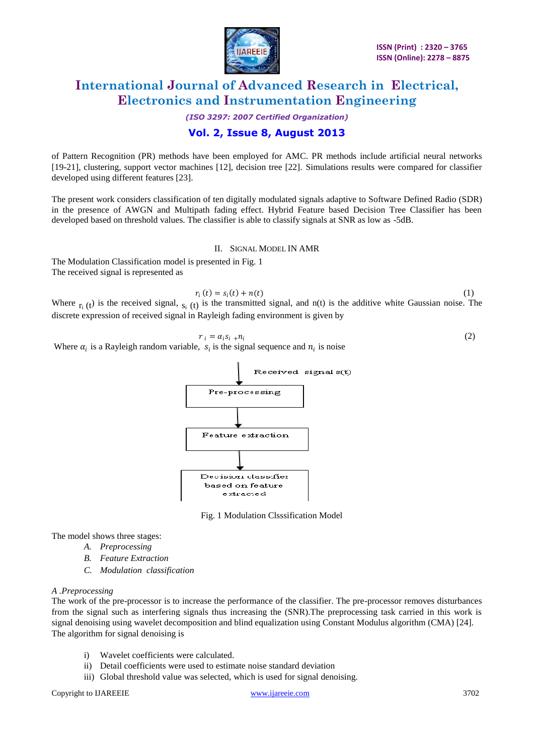of Pattern Recognition (PR) methods have been employed for AMC. PR methods include artificial neural networks [19-21], clustering, support vector machines [12], decision tree [22]. Simulations results were compared for classifier developed using different features [23].

The present work considers classification of ten digitally modulated signals adaptive to Software Defined Radio (SDR) in the presence of AWGN and Multipath fading effect. Hybrid Feature based Decision Tree Classifier has been developed based on threshold values. The classifier is able to classify signals at SNR as low as -5dB.

## II. Signal Model in AMR

The Modulation Classification model is presented in Fig. 1

The received signal is represented as

$$r_i(t) = s_i(t) + n(t) \tag{1}$$

Where $r_i(t)$ is the received signal, $s_i(t)$ is the transmitted signal, and n(t) is the additive white Gaussian noise. The discrete expression of received signal in Rayleigh fading environment is given by

$$r_i = \alpha_i s_i + n_i \tag{2}$$

Where $\alpha_i$ is a Rayleigh random variable, $s_i$ is the signal sequence and $n_i$ is noise

Received signal s(t) → Pre-processing → Feature extraction → Decision classifier based on feature extracted

Fig. 1 Modulation Clsssification Model

The model shows three stages:

- *A. Preprocessing*
- *B. Feature Extraction*
- *C. Modulation classification*

*A .Preprocessing*

The work of the pre-processor is to increase the performance of the classifier. The pre-processor removes disturbances from the signal such as interfering signals thus increasing the (SNR).The preprocessing task carried in this work is signal denoising using wavelet decomposition and blind equalization using Constant Modulus algorithm (CMA) [24].

The algorithm for signal denoising is

i) Wavelet coefficients were calculated.

ii) Detail coefficients were used to estimate noise standard deviation

iii) Global threshold value was selected, which is used for signal denoising.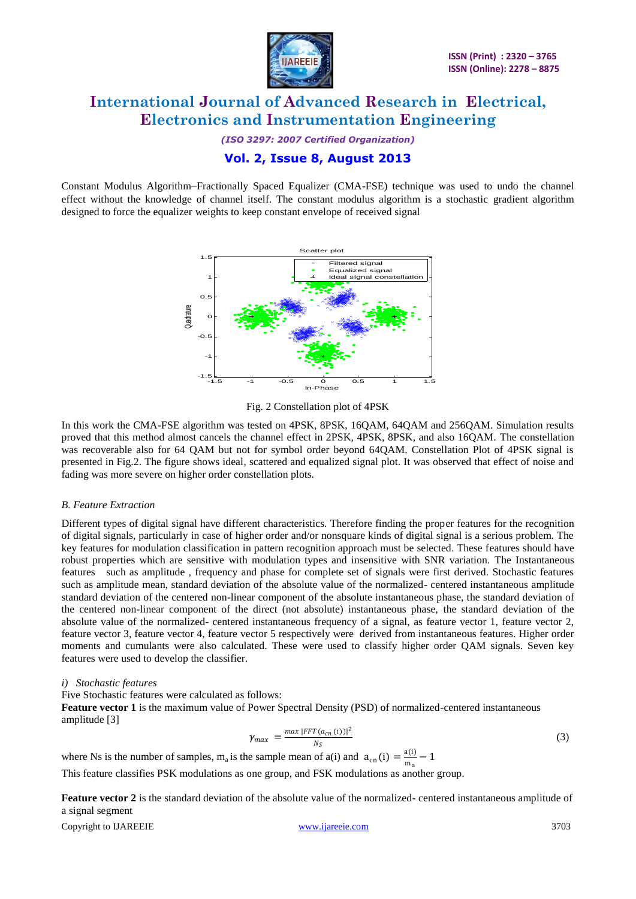Constant Modulus Algorithm–Fractionally Spaced Equalizer (CMA-FSE) technique was used to undo the channel effect without the knowledge of channel itself. The constant modulus algorithm is a stochastic gradient algorithm designed to force the equalizer weights to keep constant envelope of received signal

Fig. 2 Constellation plot of 4PSK

In this work the CMA-FSE algorithm was tested on 4PSK, 8PSK, 16QAM, 64QAM and 256QAM. Simulation results proved that this method almost cancels the channel effect in 2PSK, 4PSK, 8PSK, and also 16QAM. The constellation was recoverable also for 64 QAM but not for symbol order beyond 64QAM. Constellation Plot of 4PSK signal is presented in Fig.2. The figure shows ideal, scattered and equalized signal plot. It was observed that effect of noise and fading was more severe on higher order constellation plots.

*B. Feature Extraction*

Different types of digital signal have different characteristics. Therefore finding the proper features for the recognition of digital signals, particularly in case of higher order and/or nonsquare kinds of digital signal is a serious problem. The key features for modulation classification in pattern recognition approach must be selected. These features should have robust properties which are sensitive with modulation types and insensitive with SNR variation. The Instantaneous features such as amplitude , frequency and phase for complete set of signals were first derived. Stochastic features such as amplitude mean, standard deviation of the absolute value of the normalized- centered instantaneous amplitude standard deviation of the centered non-linear component of the absolute instantaneous phase, the standard deviation of the centered non-linear component of the direct (not absolute) instantaneous phase, the standard deviation of the absolute value of the normalized- centered instantaneous frequency of a signal, as feature vector 1, feature vector 2, feature vector 3, feature vector 4, feature vector 5 respectively were derived from instantaneous features. Higher order moments and cumulants were also calculated. These were used to classify higher order QAM signals. Seven key features were used to develop the classifier.

*i) Stochastic features*

Five Stochastic features were calculated as follows:

**Feature vector 1** is the maximum value of Power Spectral Density (PSD) of normalized-centered instantaneous amplitude [3]

$$\gamma_{max} = \frac{max\,|FFT\,(a_{cn}\,(i))|^2}{N_S} \tag{3}$$

where Ns is the number of samples, $m_a$ is the sample mean of a(i) and $a_{cn}(i) = \frac{a(i)}{m_a} - 1$

This feature classifies PSK modulations as one group, and FSK modulations as another group.

**Feature vector 2** is the standard deviation of the absolute value of the normalized- centered instantaneous amplitude of a signal segment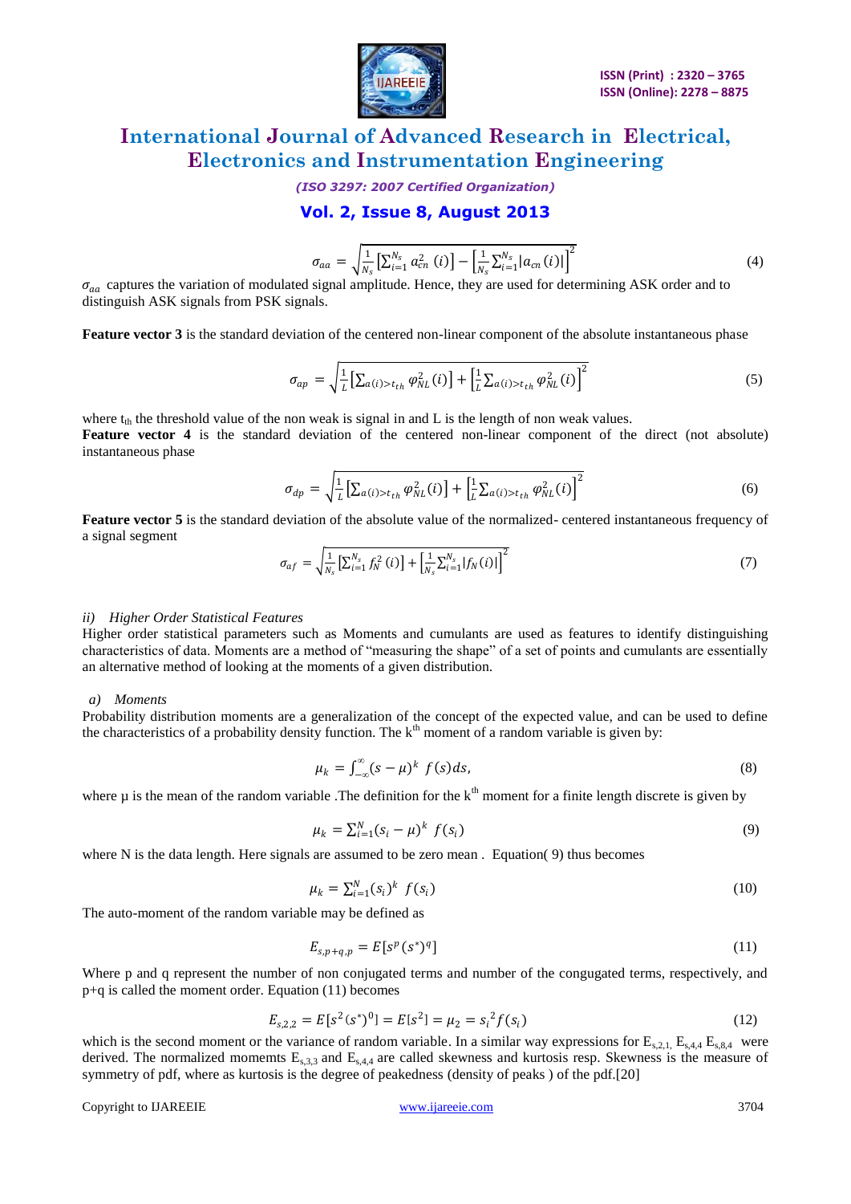$$\sigma_{aa} = \sqrt{\frac{1}{N_s}\left[\sum_{i=1}^{N_s} a_{cn}^2\,(i)\right] - \left[\frac{1}{N_s}\sum_{i=1}^{N_s}|a_{cn}\,(i)|\right]^2} \tag{4}$$

$\sigma_{aa}$ captures the variation of modulated signal amplitude. Hence, they are used for determining ASK order and to distinguish ASK signals from PSK signals.

**Feature vector 3** is the standard deviation of the centered non-linear component of the absolute instantaneous phase

$$\sigma_{ap} = \sqrt{\frac{1}{L}\left[\sum_{a(i)>t_{th}} \varphi_{NL}^2(i)\right] + \left[\frac{1}{L}\sum_{a(i)>t_{th}} \varphi_{NL}^2\,(i)\right]^2} \tag{5}$$

where $t_{th}$ the threshold value of the non weak is signal in and L is the length of non weak values.

**Feature vector 4** is the standard deviation of the centered non-linear component of the direct (not absolute) instantaneous phase

$$\sigma_{dp} = \sqrt{\frac{1}{L}\left[\sum_{a(i)>t_{th}} \varphi_{NL}^2(i)\right] + \left[\frac{1}{L}\sum_{a(i)>t_{th}} \varphi_{NL}^2\,(i)\right]^2} \tag{6}$$

**Feature vector 5** is the standard deviation of the absolute value of the normalized- centered instantaneous frequency of a signal segment

$$\sigma_{af} = \sqrt{\frac{1}{N_s}\left[\sum_{i=1}^{N_s} f_N^2\,(i)\right] + \left[\frac{1}{N_s}\sum_{i=1}^{N_s}|f_N\,(i)|\right]^2} \tag{7}$$

*ii) Higher Order Statistical Features*

Higher order statistical parameters such as Moments and cumulants are used as features to identify distinguishing characteristics of data. Moments are a method of "measuring the shape" of a set of points and cumulants are essentially an alternative method of looking at the moments of a given distribution.

*a) Moments*

Probability distribution moments are a generalization of the concept of the expected value, and can be used to define the characteristics of a probability density function. The $k^{th}$ moment of a random variable is given by:

$$\mu_k = \int_{-\infty}^{\infty} (s-\mu)^k\, f(s)ds, \tag{8}$$

where µ is the mean of the random variable .The definition for the $k^{th}$ moment for a finite length discrete is given by

$$\mu_k = \sum_{i=1}^{N} (s_i-\mu)^k\, f(s_i) \tag{9}$$

where N is the data length. Here signals are assumed to be zero mean . Equation( 9) thus becomes

$$\mu_k = \sum_{i=1}^{N} (s_i)^k\, f(s_i) \tag{10}$$

The auto-moment of the random variable may be defined as

$$E_{s,p+q,p} = E[s^p (s^*)^q] \tag{11}$$

Where p and q represent the number of non conjugated terms and number of the congugated terms, respectively, and p+q is called the moment order. Equation (11) becomes

$$E_{s,2,2} = E[s^2 (s^*)^0] = E[s^2] = \mu_2 = {s_i}^2 f(s_i) \tag{12}$$

which is the second moment or the variance of random variable. In a similar way expressions for $E_{s,2,1,}$ $E_{s,4,4}$ $E_{s,8,4}$ were derived. The normalized momemts $E_{s,3,3}$ and $E_{s,4,4}$ are called skewness and kurtosis resp. Skewness is the measure of symmetry of pdf, where as kurtosis is the degree of peakedness (density of peaks ) of the pdf.[20]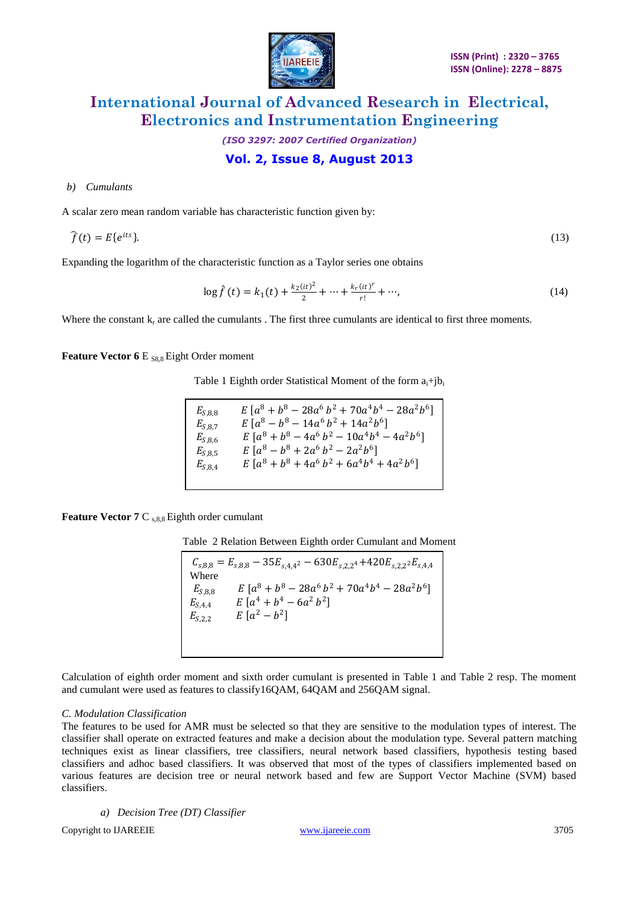*b) Cumulants*

A scalar zero mean random variable has characteristic function given by:

$$\hat{f}(t) = E\{e^{its}\}. \tag{13}$$

Expanding the logarithm of the characteristic function as a Taylor series one obtains

$$\log \hat{f}\,(t) = k_1(t) + \frac{k_2(it)^2}{2} + \cdots + \frac{k_r(it)^r}{r!} + \cdots, \tag{14}$$

Where the constant $k_r$ are called the cumulants . The first three cumulants are identical to first three moments.

**Feature Vector 6** $E_{S8,8}$ Eight Order moment

Table 1 Eighth order Statistical Moment of the form $a_i+jb_i$

| | |
|---|---|
| $E_{S,8,8}$ | $E\,[a^8 + b^8 - 28a^6 b^2 + 70a^4b^4 - 28a^2b^6]$ |
| $E_{S,8,7}$ | $E\,[a^8 - b^8 - 14a^6 b^2 + 14a^2b^6]$ |
| $E_{S,8,6}$ | $E\,[a^8 + b^8 - 4a^6 b^2 - 10a^4b^4 - 4a^2b^6]$ |
| $E_{S,8,5}$ | $E\,[a^8 - b^8 + 2a^6 b^2 - 2a^2b^6]$ |
| $E_{S,8,4}$ | $E\,[a^8 + b^8 + 4a^6 b^2 + 6a^4b^4 + 4a^2b^6]$ |

**Feature Vector 7** $C_{s,8,8}$ Eighth order cumulant

Table 2 Relation Between Eighth order Cumulant and Moment

$$C_{s,8,8} = E_{s,8,8} - 35E_{s,4,4^2} - 630E_{s,2,2^4} + 420E_{s,2,2^2}E_{s,4,4}$$

Where

| | |
|---|---|
| $E_{S,8,8}$ | $E\,[a^8 + b^8 - 28a^6 b^2 + 70a^4b^4 - 28a^2b^6]$ |
| $E_{S,4,4}$ | $E\,[a^4 + b^4 - 6a^2 b^2]$ |
| $E_{S,2,2}$ | $E\,[a^2 - b^2]$ |

Calculation of eighth order moment and sixth order cumulant is presented in Table 1 and Table 2 resp. The moment and cumulant were used as features to classify16QAM, 64QAM and 256QAM signal.

### *C. Modulation Classification*

The features to be used for AMR must be selected so that they are sensitive to the modulation types of interest. The classifier shall operate on extracted features and make a decision about the modulation type. Several pattern matching techniques exist as linear classifiers, tree classifiers, neural network based classifiers, hypothesis testing based classifiers and adhoc based classifiers. It was observed that most of the types of classifiers implemented based on various features are decision tree or neural network based and few are Support Vector Machine (SVM) based classifiers.

*a) Decision Tree (DT) Classifier*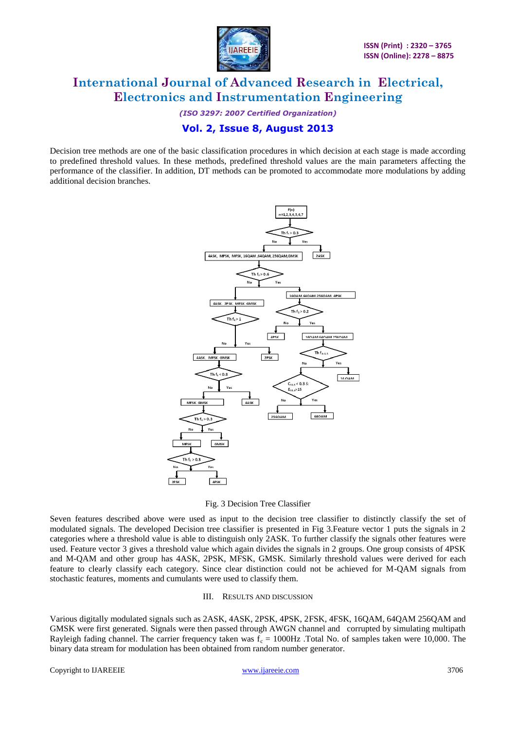Decision tree methods are one of the basic classification procedures in which decision at each stage is made according to predefined threshold values. In these methods, predefined threshold values are the main parameters affecting the performance of the classifier. In addition, DT methods can be promoted to accommodate more modulations by adding additional decision branches.

Fig. 3 Decision Tree Classifier

Seven features described above were used as input to the decision tree classifier to distinctly classify the set of modulated signals. The developed Decision tree classifier is presented in Fig 3.Feature vector 1 puts the signals in 2 categories where a threshold value is able to distinguish only 2ASK. To further classify the signals other features were used. Feature vector 3 gives a threshold value which again divides the signals in 2 groups. One group consists of 4PSK and M-QAM and other group has 4ASK, 2PSK, MFSK, GMSK. Similarly threshold values were derived for each feature to clearly classify each category. Since clear distinction could not be achieved for M-QAM signals from stochastic features, moments and cumulants were used to classify them.

## III. RESULTS AND DISCUSSION

Various digitally modulated signals such as 2ASK, 4ASK, 2PSK, 4PSK, 2FSK, 4FSK, 16QAM, 64QAM 256QAM and GMSK were first generated. Signals were then passed through AWGN channel and corrupted by simulating multipath Rayleigh fading channel. The carrier frequency taken was $f_c$ = 1000Hz .Total No. of samples taken were 10,000. The binary data stream for modulation has been obtained from random number generator.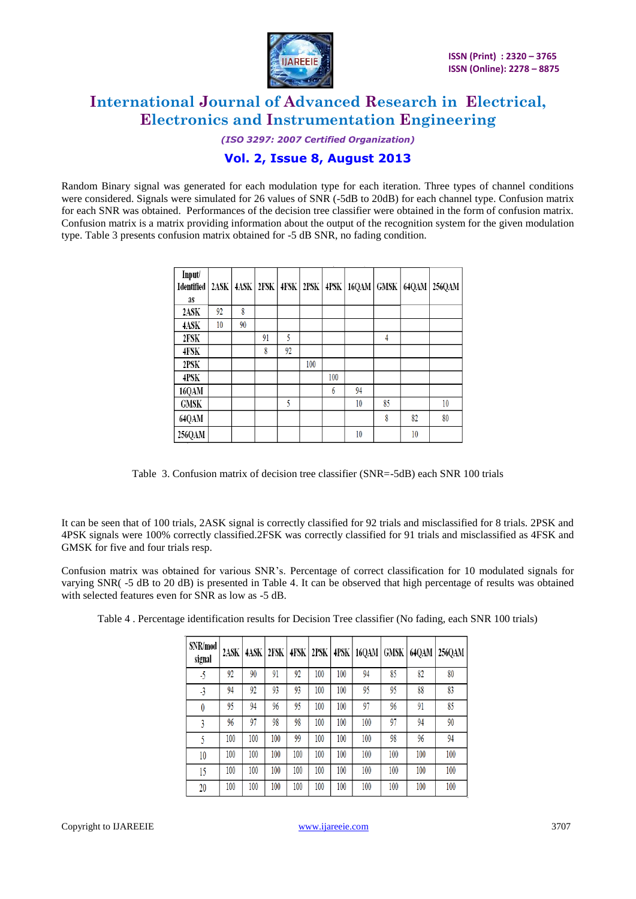Random Binary signal was generated for each modulation type for each iteration. Three types of channel conditions were considered. Signals were simulated for 26 values of SNR (-5dB to 20dB) for each channel type. Confusion matrix for each SNR was obtained. Performances of the decision tree classifier were obtained in the form of confusion matrix. Confusion matrix is a matrix providing information about the output of the recognition system for the given modulation type. Table 3 presents confusion matrix obtained for -5 dB SNR, no fading condition.

| Input/ Identified as | 2ASK | 4ASK | 2FSK | 4FSK | 2PSK | 4PSK | 16QAM | GMSK | 64QAM | 256QAM |
|---|---|---|---|---|---|---|---|---|---|---|
| 2ASK | 92 | 8 | | | | | | | | |
| 4ASK | 10 | 90 | | | | | | | | |
| 2FSK | | | 91 | 5 | | | | 4 | | |
| 4FSK | | | 8 | 92 | | | | | | |
| 2PSK | | | | | 100 | | | | | |
| 4PSK | | | | | | 100 | | | | |
| 16QAM | | | | | | 6 | 94 | | | |
| GMSK | | | | 5 | | | 10 | 85 | | 10 |
| 64QAM | | | | | | | | 8 | 82 | 80 |
| 256QAM | | | | | | | 10 | | 10 | |

Table 3. Confusion matrix of decision tree classifier (SNR=-5dB) each SNR 100 trials

It can be seen that of 100 trials, 2ASK signal is correctly classified for 92 trials and misclassified for 8 trials. 2PSK and 4PSK signals were 100% correctly classified.2FSK was correctly classified for 91 trials and misclassified as 4FSK and GMSK for five and four trials resp.

Confusion matrix was obtained for various SNR's. Percentage of correct classification for 10 modulated signals for varying SNR( -5 dB to 20 dB) is presented in Table 4. It can be observed that high percentage of results was obtained with selected features even for SNR as low as -5 dB.

Table 4 . Percentage identification results for Decision Tree classifier (No fading, each SNR 100 trials)

| SNR/mod signal | 2ASK | 4ASK | 2FSK | 4FSK | 2PSK | 4PSK | 16QAM | GMSK | 64QAM | 256QAM |
|---|---|---|---|---|---|---|---|---|---|---|
| -5 | 92 | 90 | 91 | 92 | 100 | 100 | 94 | 85 | 82 | 80 |
| -3 | 94 | 92 | 93 | 93 | 100 | 100 | 95 | 95 | 88 | 83 |
| 0 | 95 | 94 | 96 | 95 | 100 | 100 | 97 | 96 | 91 | 85 |
| 3 | 96 | 97 | 98 | 98 | 100 | 100 | 100 | 97 | 94 | 90 |
| 5 | 100 | 100 | 100 | 99 | 100 | 100 | 100 | 98 | 96 | 94 |
| 10 | 100 | 100 | 100 | 100 | 100 | 100 | 100 | 100 | 100 | 100 |
| 15 | 100 | 100 | 100 | 100 | 100 | 100 | 100 | 100 | 100 | 100 |
| 20 | 100 | 100 | 100 | 100 | 100 | 100 | 100 | 100 | 100 | 100 |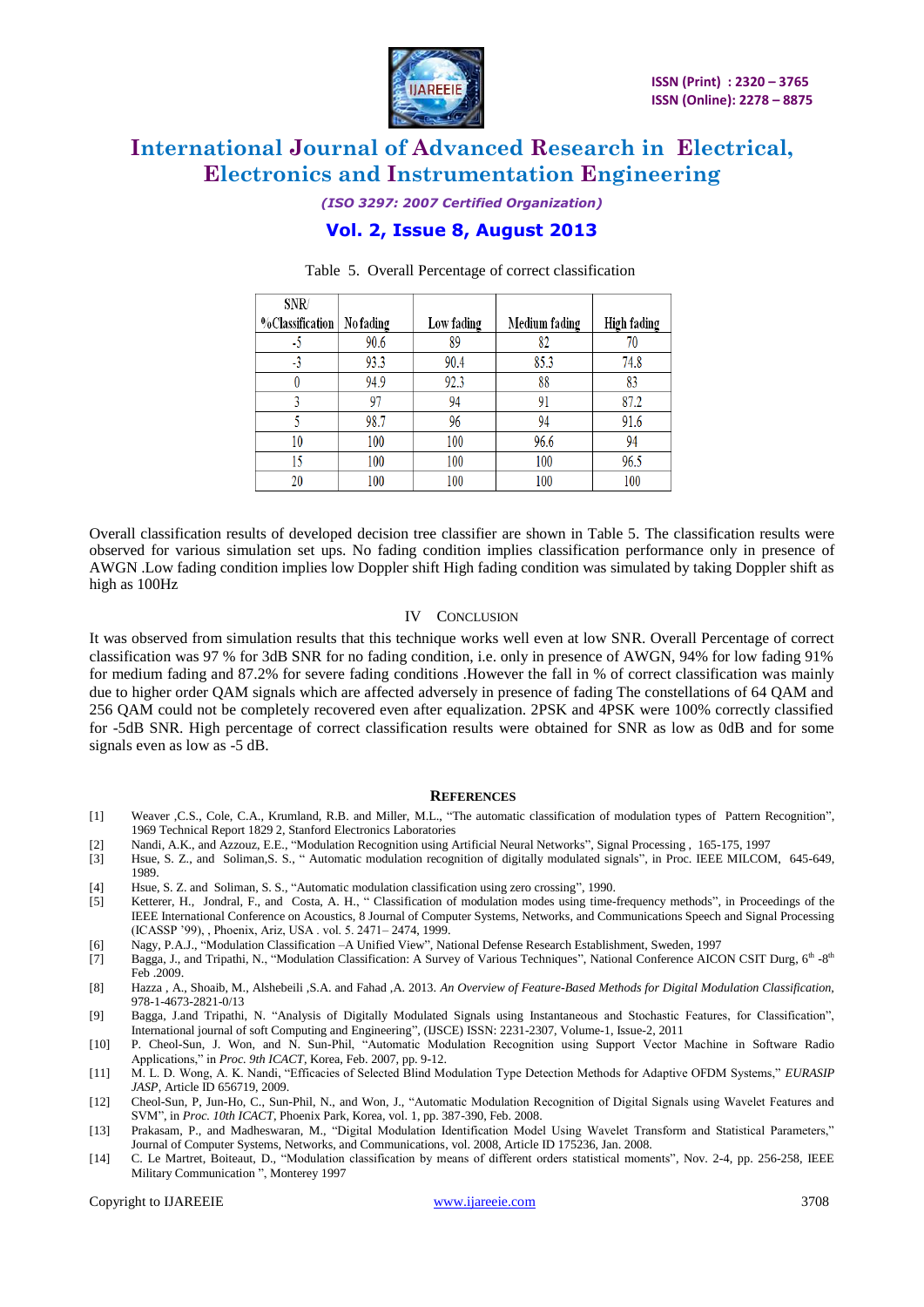Table 5. Overall Percentage of correct classification

| SNR/ %Classification | No fading | Low fading | Medium fading | High fading |
|---|---|---|---|---|
| -5 | 90.6 | 89 | 82 | 70 |
| -3 | 93.3 | 90.4 | 85.3 | 74.8 |
| 0 | 94.9 | 92.3 | 88 | 83 |
| 3 | 97 | 94 | 91 | 87.2 |
| 5 | 98.7 | 96 | 94 | 91.6 |
| 10 | 100 | 100 | 96.6 | 94 |
| 15 | 100 | 100 | 100 | 96.5 |
| 20 | 100 | 100 | 100 | 100 |

Overall classification results of developed decision tree classifier are shown in Table 5. The classification results were observed for various simulation set ups. No fading condition implies classification performance only in presence of AWGN .Low fading condition implies low Doppler shift High fading condition was simulated by taking Doppler shift as high as 100Hz

## IV CONCLUSION

It was observed from simulation results that this technique works well even at low SNR. Overall Percentage of correct classification was 97 % for 3dB SNR for no fading condition, i.e. only in presence of AWGN, 94% for low fading 91% for medium fading and 87.2% for severe fading conditions .However the fall in % of correct classification was mainly due to higher order QAM signals which are affected adversely in presence of fading The constellations of 64 QAM and 256 QAM could not be completely recovered even after equalization. 2PSK and 4PSK were 100% correctly classified for -5dB SNR. High percentage of correct classification results were obtained for SNR as low as 0dB and for some signals even as low as -5 dB.

## REFERENCES

[1] Weaver ,C.S., Cole, C.A., Krumland, R.B. and Miller, M.L., "The automatic classification of modulation types of Pattern Recognition", 1969 Technical Report 1829 2, Stanford Electronics Laboratories

[2] Nandi, A.K., and Azzouz, E.E., "Modulation Recognition using Artificial Neural Networks", Signal Processing , 165-175, 1997

[3] Hsue, S. Z., and Soliman,S. S., " Automatic modulation recognition of digitally modulated signals", in Proc. IEEE MILCOM, 645-649, 1989.

[4] Hsue, S. Z. and Soliman, S. S., "Automatic modulation classification using zero crossing", 1990.

[5] Ketterer, H., Jondral, F., and Costa, A. H., " Classification of modulation modes using time-frequency methods", in Proceedings of the IEEE International Conference on Acoustics, 8 Journal of Computer Systems, Networks, and Communications Speech and Signal Processing (ICASSP '99), , Phoenix, Ariz, USA . vol. 5. 2471– 2474, 1999.

[6] Nagy, P.A.J., "Modulation Classification –A Unified View", National Defense Research Establishment, Sweden, 1997

[7] Bagga, J., and Tripathi, N., "Modulation Classification: A Survey of Various Techniques", National Conference AICON CSIT Durg, 6th -8th Feb .2009.

[8] Hazza , A., Shoaib, M., Alshebeili ,S.A. and Fahad ,A. 2013. *An Overview of Feature-Based Methods for Digital Modulation Classification*, 978-1-4673-2821-0/13

[9] Bagga, J.and Tripathi, N. "Analysis of Digitally Modulated Signals using Instantaneous and Stochastic Features, for Classification", International journal of soft Computing and Engineering", (IJSCE) ISSN: 2231-2307, Volume-1, Issue-2, 2011

[10] P. Cheol-Sun, J. Won, and N. Sun-Phil, "Automatic Modulation Recognition using Support Vector Machine in Software Radio Applications," in *Proc. 9th ICACT*, Korea, Feb. 2007, pp. 9-12.

[11] M. L. D. Wong, A. K. Nandi, "Efficacies of Selected Blind Modulation Type Detection Methods for Adaptive OFDM Systems," *EURASIP JASP*, Article ID 656719, 2009.

[12] Cheol-Sun, P, Jun-Ho, C., Sun-Phil, N., and Won, J., "Automatic Modulation Recognition of Digital Signals using Wavelet Features and SVM", in *Proc. 10th ICACT*, Phoenix Park, Korea, vol. 1, pp. 387-390, Feb. 2008.

[13] Prakasam, P., and Madheswaran, M., "Digital Modulation Identification Model Using Wavelet Transform and Statistical Parameters," Journal of Computer Systems, Networks, and Communications, vol. 2008, Article ID 175236, Jan. 2008.

[14] C. Le Martret, Boiteaut, D., "Modulation classification by means of different orders statistical moments", Nov. 2-4, pp. 256-258, IEEE Military Communication ", Monterey 1997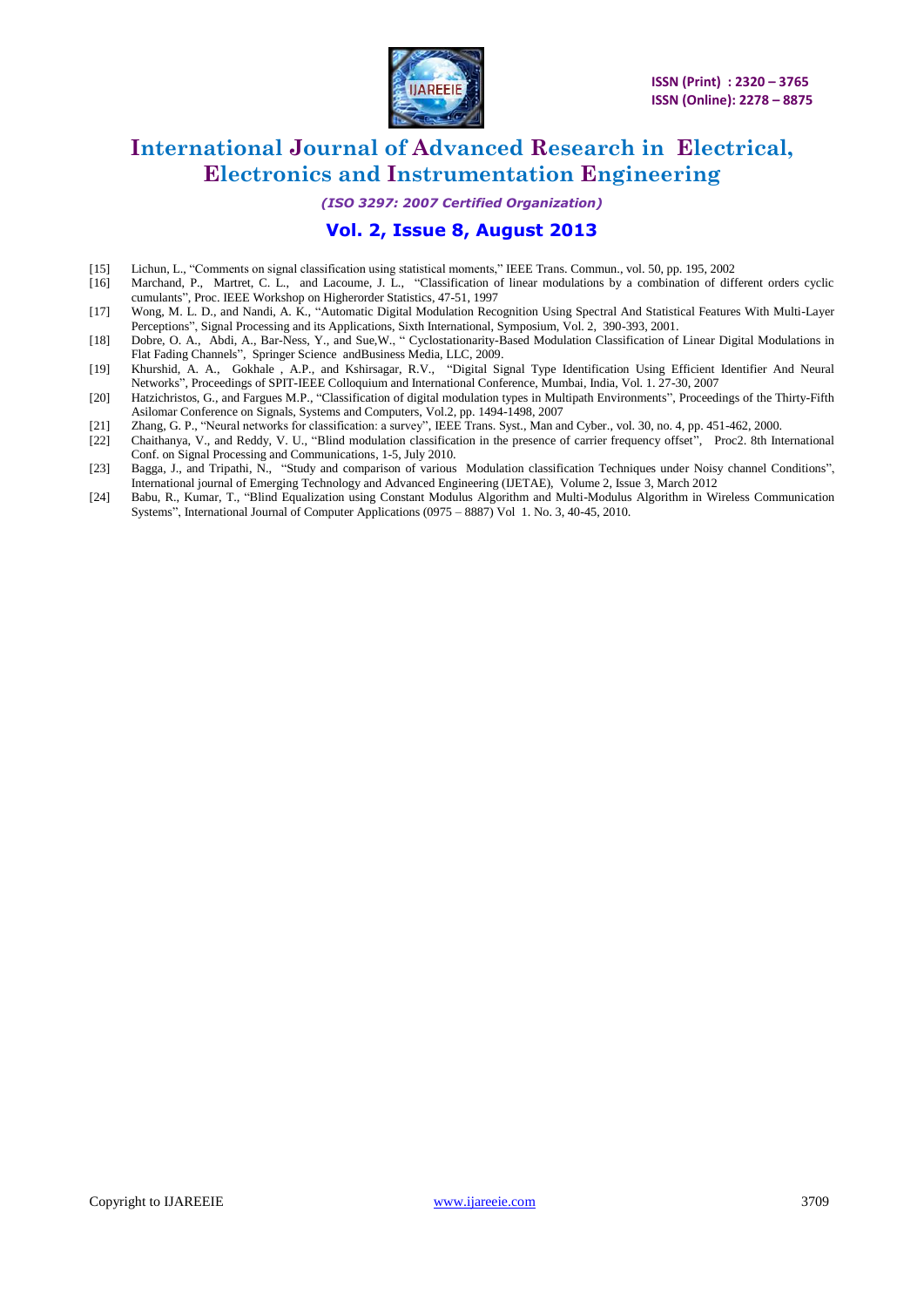[15] Lichun, L., "Comments on signal classification using statistical moments," IEEE Trans. Commun., vol. 50, pp. 195, 2002

[16] Marchand, P., Martret, C. L., and Lacoume, J. L., "Classification of linear modulations by a combination of different orders cyclic cumulants", Proc. IEEE Workshop on Higherorder Statistics, 47-51, 1997

[17] Wong, M. L. D., and Nandi, A. K., "Automatic Digital Modulation Recognition Using Spectral And Statistical Features With Multi-Layer Perceptions", Signal Processing and its Applications, Sixth International, Symposium, Vol. 2, 390-393, 2001.

[18] Dobre, O. A., Abdi, A., Bar-Ness, Y., and Sue,W., " Cyclostationarity-Based Modulation Classification of Linear Digital Modulations in Flat Fading Channels", Springer Science andBusiness Media, LLC, 2009.

[19] Khurshid, A. A., Gokhale , A.P., and Kshirsagar, R.V., "Digital Signal Type Identification Using Efficient Identifier And Neural Networks", Proceedings of SPIT-IEEE Colloquium and International Conference, Mumbai, India, Vol. 1. 27-30, 2007

[20] Hatzichristos, G., and Fargues M.P., "Classification of digital modulation types in Multipath Environments", Proceedings of the Thirty-Fifth Asilomar Conference on Signals, Systems and Computers, Vol.2, pp. 1494-1498, 2007

[21] Zhang, G. P., "Neural networks for classification: a survey", IEEE Trans. Syst., Man and Cyber., vol. 30, no. 4, pp. 451-462, 2000.

[22] Chaithanya, V., and Reddy, V. U., "Blind modulation classification in the presence of carrier frequency offset", Proc2. 8th International Conf. on Signal Processing and Communications, 1-5, July 2010.

[23] Bagga, J., and Tripathi, N., "Study and comparison of various Modulation classification Techniques under Noisy channel Conditions", International journal of Emerging Technology and Advanced Engineering (IJETAE), Volume 2, Issue 3, March 2012

[24] Babu, R., Kumar, T., "Blind Equalization using Constant Modulus Algorithm and Multi-Modulus Algorithm in Wireless Communication Systems", International Journal of Computer Applications (0975 – 8887) Vol 1. No. 3, 40-45, 2010.